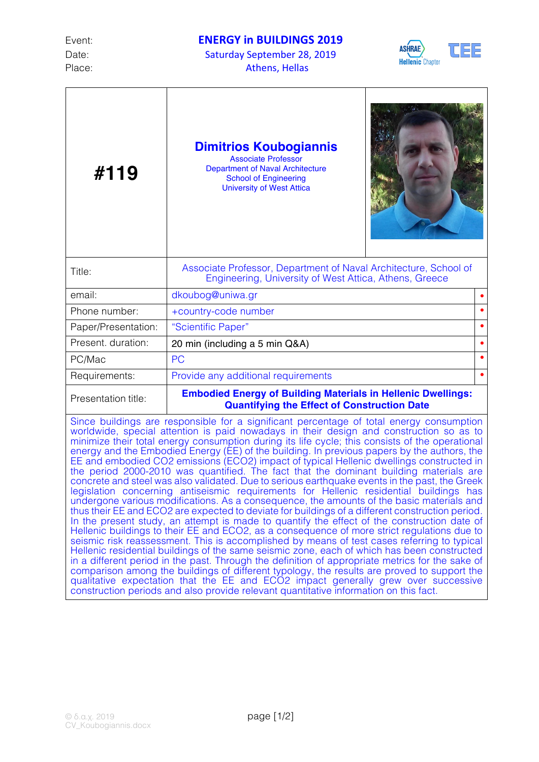Event: **ENERGY in BUILDINGS 2019**
Date: Saturday September 28, 2019
Place: Athens, Hellas

| **#119** | **Dimitrios Koubogiannis**<br>Associate Professor<br>Department of Naval Architecture<br>School of Engineering<br>University of West Attica |
|---|---|
| Title: | Associate Professor, Department of Naval Architecture, School of Engineering, University of West Attica, Athens, Greece |
| email: | dkoubog@uniwa.gr |
| Phone number: | +country-code number |
| Paper/Presentation: | "Scientific Paper" |
| Present. duration: | 20 min (including a 5 min Q&A) |
| PC/Mac | PC |
| Requirements: | Provide any additional requirements |
| Presentation title: | **Embodied Energy of Building Materials in Hellenic Dwellings: Quantifying the Effect of Construction Date** |

Since buildings are responsible for a significant percentage of total energy consumption worldwide, special attention is paid nowadays in their design and construction so as to minimize their total energy consumption during its life cycle; this consists of the operational energy and the Embodied Energy (EE) of the building. In previous papers by the authors, the EE and embodied $CO_2$ emissions (E$CO_2$) impact of typical Hellenic dwellings constructed in the period 2000-2010 was quantified. The fact that the dominant building materials are concrete and steel was also validated. Due to serious earthquake events in the past, the Greek legislation concerning antiseismic requirements for Hellenic residential buildings has undergone various modifications. As a consequence, the amounts of the basic materials and thus their EE and E$CO_2$ are expected to deviate for buildings of a different construction period. In the present study, an attempt is made to quantify the effect of the construction date of Hellenic buildings to their EE and E$CO_2$, as a consequence of more strict regulations due to seismic risk reassessment. This is accomplished by means of test cases referring to typical Hellenic residential buildings of the same seismic zone, each of which has been constructed in a different period in the past. Through the definition of appropriate metrics for the sake of comparison among the buildings of different typology, the results are proved to support the qualitative expectation that the EE and E$CO_2$ impact generally grew over successive construction periods and also provide relevant quantitative information on this fact.

© δ.α.χ. 2019
CV_Koubogiannis.docx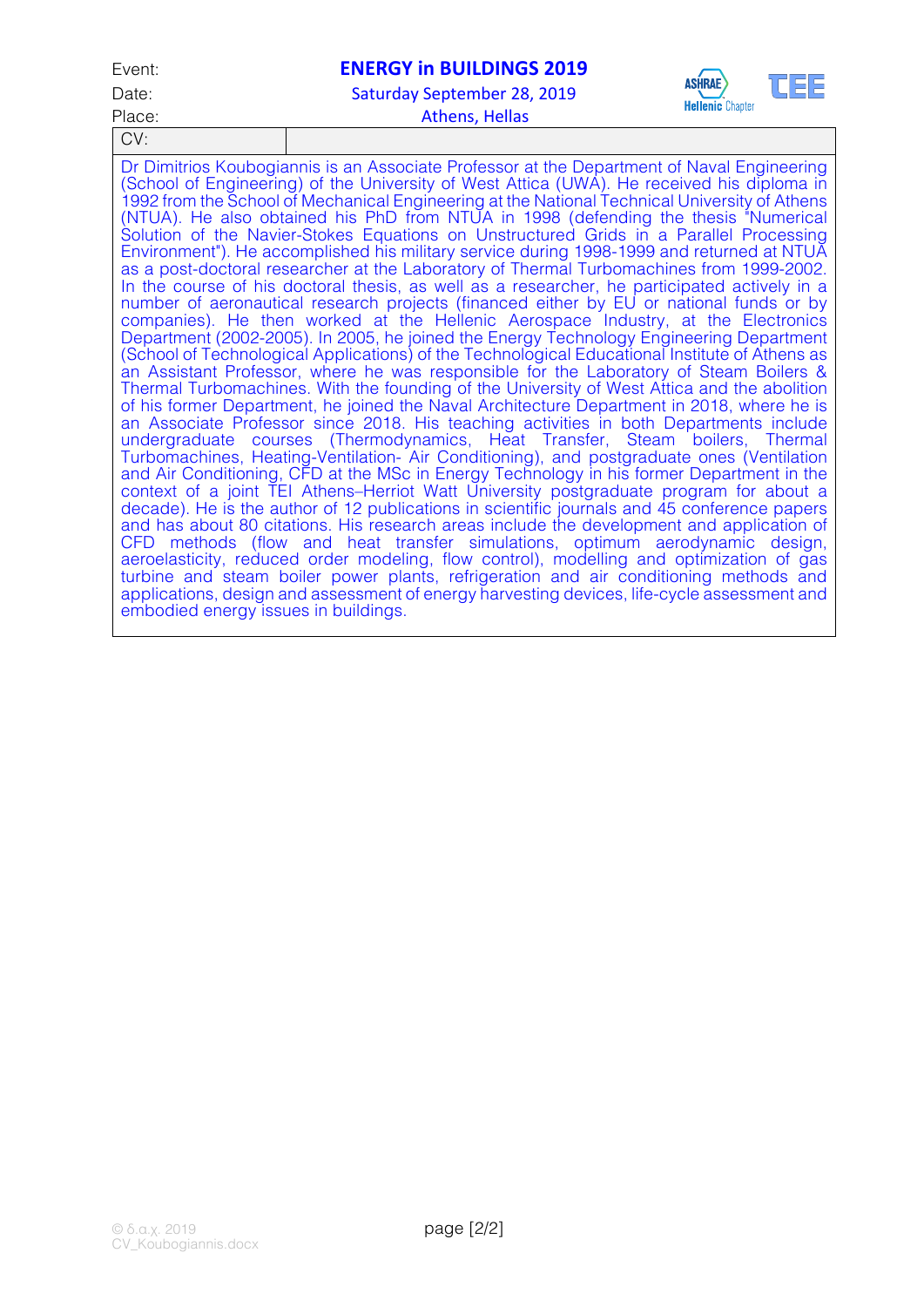| | |
|---|---|
| CV: | |

Dr Dimitrios Koubogiannis is an Associate Professor at the Department of Naval Engineering (School of Engineering) of the University of West Attica (UWA). He received his diploma in 1992 from the School of Mechanical Engineering at the National Technical University of Athens (NTUA). He also obtained his PhD from NTUA in 1998 (defending the thesis "Numerical Solution of the Navier-Stokes Equations on Unstructured Grids in a Parallel Processing Environment"). He accomplished his military service during 1998-1999 and returned at NTUA as a post-doctoral researcher at the Laboratory of Thermal Turbomachines from 1999-2002. In the course of his doctoral thesis, as well as a researcher, he participated actively in a number of aeronautical research projects (financed either by EU or national funds or by companies). He then worked at the Hellenic Aerospace Industry, at the Electronics Department (2002-2005). In 2005, he joined the Energy Technology Engineering Department (School of Technological Applications) of the Technological Educational Institute of Athens as an Assistant Professor, where he was responsible for the Laboratory of Steam Boilers & Thermal Turbomachines. With the founding of the University of West Attica and the abolition of his former Department, he joined the Naval Architecture Department in 2018, where he is an Associate Professor since 2018. His teaching activities in both Departments include undergraduate courses (Thermodynamics, Heat Transfer, Steam boilers, Thermal Turbomachines, Heating-Ventilation- Air Conditioning), and postgraduate ones (Ventilation and Air Conditioning, CFD at the MSc in Energy Technology in his former Department in the context of a joint TEI Athens–Herriot Watt University postgraduate program for about a decade). He is the author of 12 publications in scientific journals and 45 conference papers and has about 80 citations. His research areas include the development and application of CFD methods (flow and heat transfer simulations, optimum aerodynamic design, aeroelasticity, reduced order modeling, flow control), modelling and optimization of gas turbine and steam boiler power plants, refrigeration and air conditioning methods and applications, design and assessment of energy harvesting devices, life-cycle assessment and embodied energy issues in buildings.